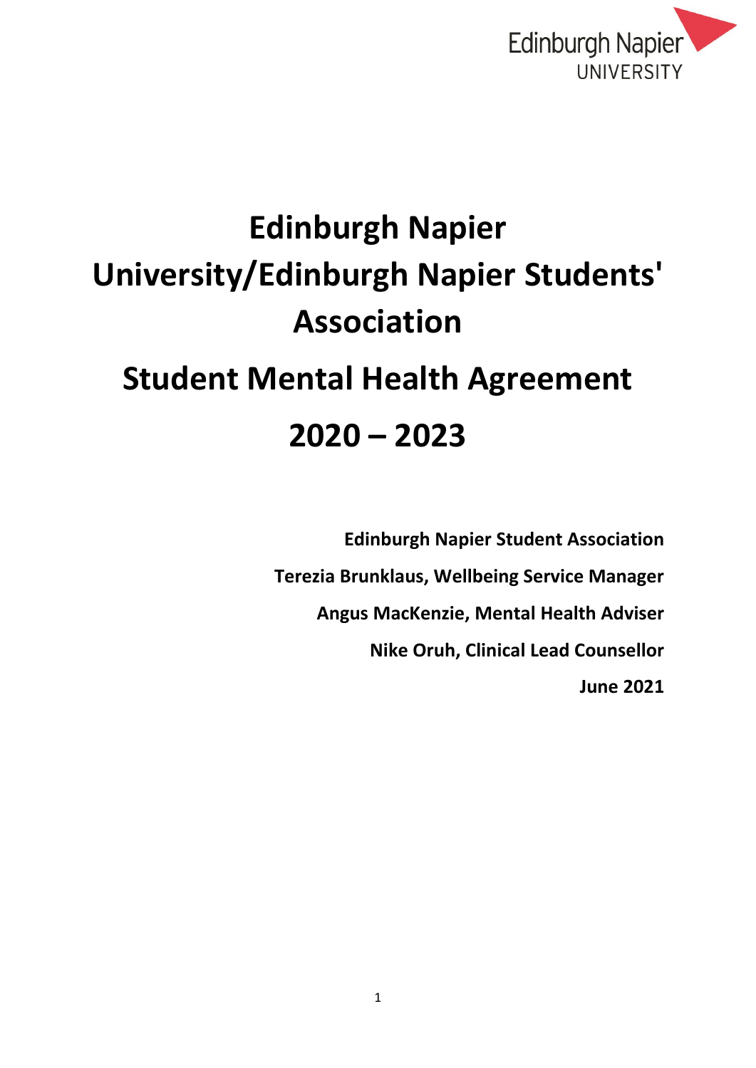# Edinburgh Napier University/Edinburgh Napier Students' Association

# Student Mental Health Agreement

# 2020 – 2023

**Edinburgh Napier Student Association**

**Terezia Brunklaus, Wellbeing Service Manager**

**Angus MacKenzie, Mental Health Adviser**

**Nike Oruh, Clinical Lead Counsellor**

**June 2021**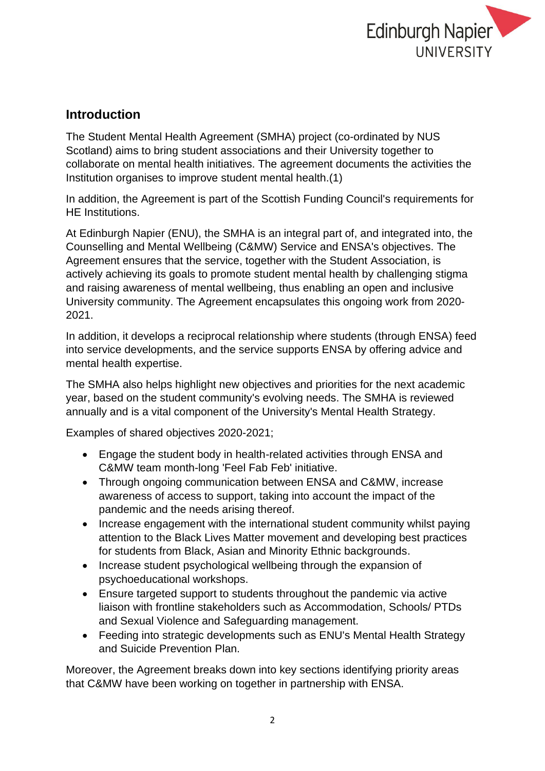## Introduction

The Student Mental Health Agreement (SMHA) project (co-ordinated by NUS Scotland) aims to bring student associations and their University together to collaborate on mental health initiatives. The agreement documents the activities the Institution organises to improve student mental health.(1)

In addition, the Agreement is part of the Scottish Funding Council's requirements for HE Institutions.

At Edinburgh Napier (ENU), the SMHA is an integral part of, and integrated into, the Counselling and Mental Wellbeing (C&MW) Service and ENSA's objectives. The Agreement ensures that the service, together with the Student Association, is actively achieving its goals to promote student mental health by challenging stigma and raising awareness of mental wellbeing, thus enabling an open and inclusive University community. The Agreement encapsulates this ongoing work from 2020-2021.

In addition, it develops a reciprocal relationship where students (through ENSA) feed into service developments, and the service supports ENSA by offering advice and mental health expertise.

The SMHA also helps highlight new objectives and priorities for the next academic year, based on the student community's evolving needs. The SMHA is reviewed annually and is a vital component of the University's Mental Health Strategy.

Examples of shared objectives 2020-2021;

- Engage the student body in health-related activities through ENSA and C&MW team month-long 'Feel Fab Feb' initiative.
- Through ongoing communication between ENSA and C&MW, increase awareness of access to support, taking into account the impact of the pandemic and the needs arising thereof.
- Increase engagement with the international student community whilst paying attention to the Black Lives Matter movement and developing best practices for students from Black, Asian and Minority Ethnic backgrounds.
- Increase student psychological wellbeing through the expansion of psychoeducational workshops.
- Ensure targeted support to students throughout the pandemic via active liaison with frontline stakeholders such as Accommodation, Schools/ PTDs and Sexual Violence and Safeguarding management.
- Feeding into strategic developments such as ENU's Mental Health Strategy and Suicide Prevention Plan.

Moreover, the Agreement breaks down into key sections identifying priority areas that C&MW have been working on together in partnership with ENSA.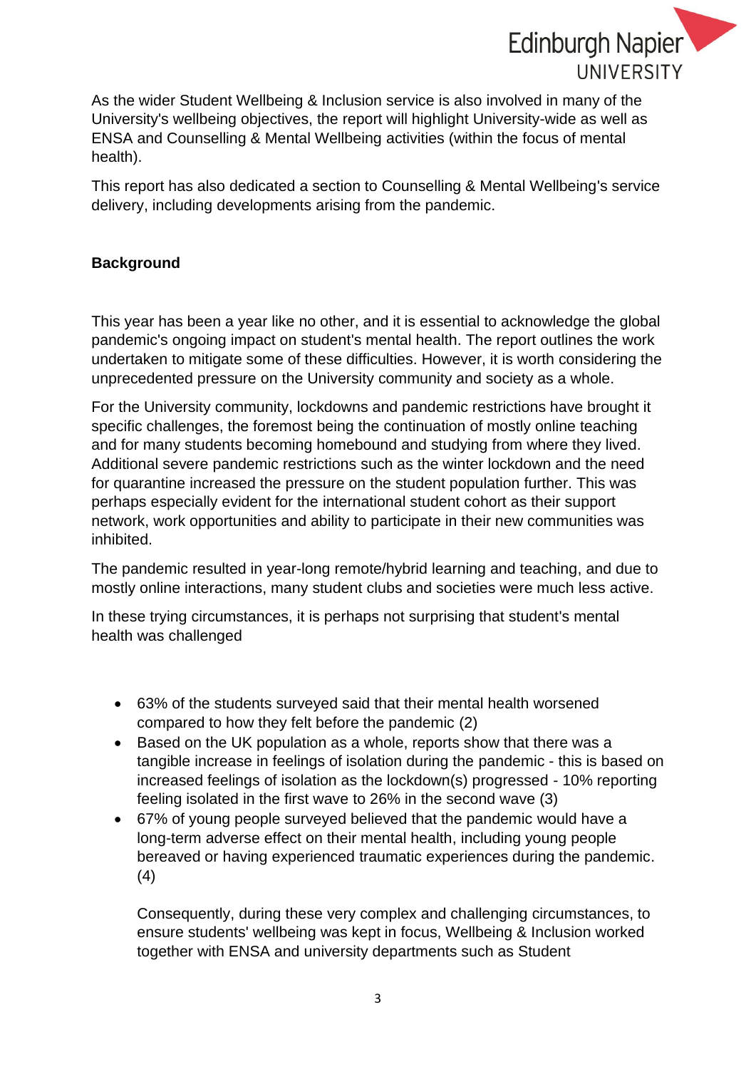As the wider Student Wellbeing & Inclusion service is also involved in many of the University's wellbeing objectives, the report will highlight University-wide as well as ENSA and Counselling & Mental Wellbeing activities (within the focus of mental health).

This report has also dedicated a section to Counselling & Mental Wellbeing's service delivery, including developments arising from the pandemic.

**Background**

This year has been a year like no other, and it is essential to acknowledge the global pandemic's ongoing impact on student's mental health. The report outlines the work undertaken to mitigate some of these difficulties. However, it is worth considering the unprecedented pressure on the University community and society as a whole.

For the University community, lockdowns and pandemic restrictions have brought it specific challenges, the foremost being the continuation of mostly online teaching and for many students becoming homebound and studying from where they lived. Additional severe pandemic restrictions such as the winter lockdown and the need for quarantine increased the pressure on the student population further. This was perhaps especially evident for the international student cohort as their support network, work opportunities and ability to participate in their new communities was inhibited.

The pandemic resulted in year-long remote/hybrid learning and teaching, and due to mostly online interactions, many student clubs and societies were much less active.

In these trying circumstances, it is perhaps not surprising that student's mental health was challenged

- 63% of the students surveyed said that their mental health worsened compared to how they felt before the pandemic (2)
- Based on the UK population as a whole, reports show that there was a tangible increase in feelings of isolation during the pandemic - this is based on increased feelings of isolation as the lockdown(s) progressed - 10% reporting feeling isolated in the first wave to 26% in the second wave (3)
- 67% of young people surveyed believed that the pandemic would have a long-term adverse effect on their mental health, including young people bereaved or having experienced traumatic experiences during the pandemic. (4)

  Consequently, during these very complex and challenging circumstances, to ensure students' wellbeing was kept in focus, Wellbeing & Inclusion worked together with ENSA and university departments such as Student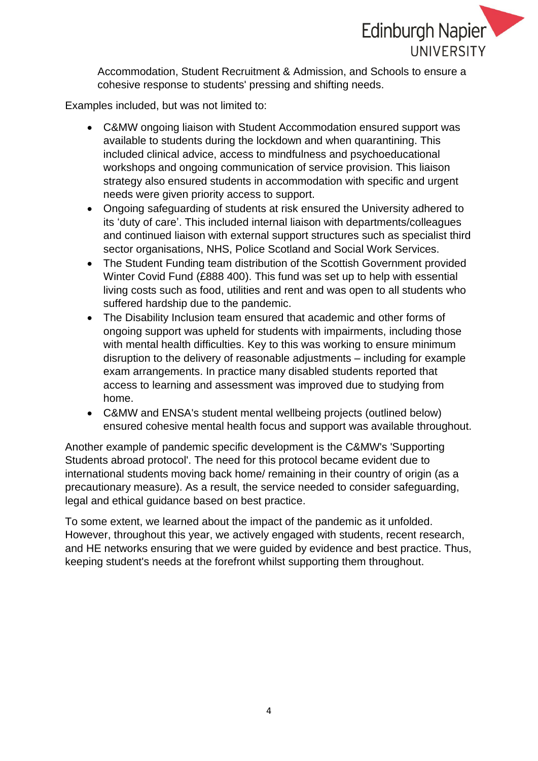Accommodation, Student Recruitment & Admission, and Schools to ensure a cohesive response to students' pressing and shifting needs.

Examples included, but was not limited to:

- C&MW ongoing liaison with Student Accommodation ensured support was available to students during the lockdown and when quarantining. This included clinical advice, access to mindfulness and psychoeducational workshops and ongoing communication of service provision. This liaison strategy also ensured students in accommodation with specific and urgent needs were given priority access to support.
- Ongoing safeguarding of students at risk ensured the University adhered to its 'duty of care'. This included internal liaison with departments/colleagues and continued liaison with external support structures such as specialist third sector organisations, NHS, Police Scotland and Social Work Services.
- The Student Funding team distribution of the Scottish Government provided Winter Covid Fund (£888 400). This fund was set up to help with essential living costs such as food, utilities and rent and was open to all students who suffered hardship due to the pandemic.
- The Disability Inclusion team ensured that academic and other forms of ongoing support was upheld for students with impairments, including those with mental health difficulties. Key to this was working to ensure minimum disruption to the delivery of reasonable adjustments – including for example exam arrangements. In practice many disabled students reported that access to learning and assessment was improved due to studying from home.
- C&MW and ENSA's student mental wellbeing projects (outlined below) ensured cohesive mental health focus and support was available throughout.

Another example of pandemic specific development is the C&MW's 'Supporting Students abroad protocol'. The need for this protocol became evident due to international students moving back home/ remaining in their country of origin (as a precautionary measure). As a result, the service needed to consider safeguarding, legal and ethical guidance based on best practice.

To some extent, we learned about the impact of the pandemic as it unfolded. However, throughout this year, we actively engaged with students, recent research, and HE networks ensuring that we were guided by evidence and best practice. Thus, keeping student's needs at the forefront whilst supporting them throughout.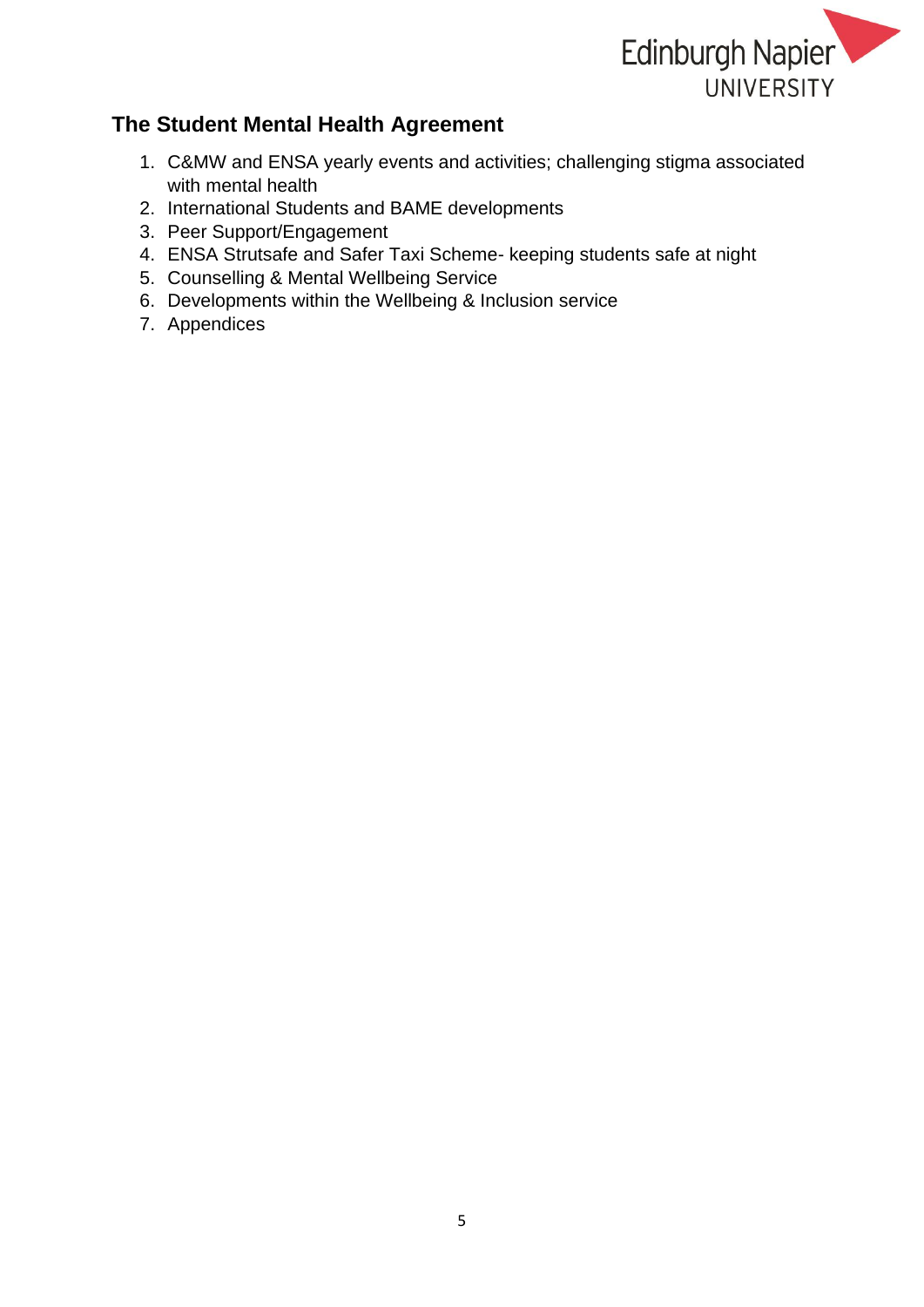## The Student Mental Health Agreement

1. C&MW and ENSA yearly events and activities; challenging stigma associated with mental health
2. International Students and BAME developments
3. Peer Support/Engagement
4. ENSA Strutsafe and Safer Taxi Scheme- keeping students safe at night
5. Counselling & Mental Wellbeing Service
6. Developments within the Wellbeing & Inclusion service
7. Appendices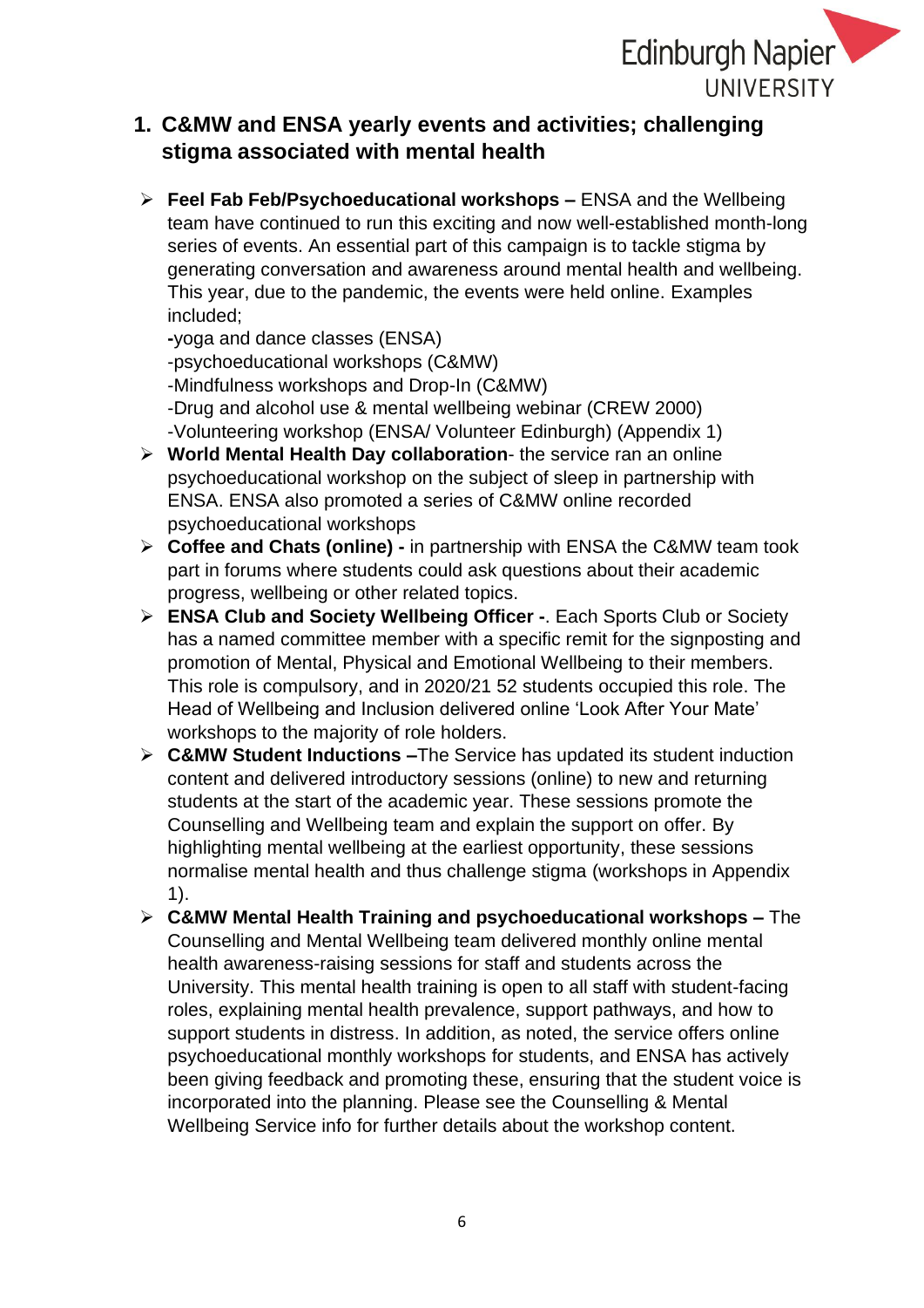## 1. C&MW and ENSA yearly events and activities; challenging stigma associated with mental health

- **Feel Fab Feb/Psychoeducational workshops –** ENSA and the Wellbeing team have continued to run this exciting and now well-established month-long series of events. An essential part of this campaign is to tackle stigma by generating conversation and awareness around mental health and wellbeing. This year, due to the pandemic, the events were held online. Examples included;
  **-**yoga and dance classes (ENSA)
  -psychoeducational workshops (C&MW)
  -Mindfulness workshops and Drop-In (C&MW)
  -Drug and alcohol use & mental wellbeing webinar (CREW 2000)
  -Volunteering workshop (ENSA/ Volunteer Edinburgh) (Appendix 1)
- **World Mental Health Day collaboration**- the service ran an online psychoeducational workshop on the subject of sleep in partnership with ENSA. ENSA also promoted a series of C&MW online recorded psychoeducational workshops
- **Coffee and Chats (online) -** in partnership with ENSA the C&MW team took part in forums where students could ask questions about their academic progress, wellbeing or other related topics.
- **ENSA Club and Society Wellbeing Officer -**. Each Sports Club or Society has a named committee member with a specific remit for the signposting and promotion of Mental, Physical and Emotional Wellbeing to their members. This role is compulsory, and in 2020/21 52 students occupied this role. The Head of Wellbeing and Inclusion delivered online 'Look After Your Mate' workshops to the majority of role holders.
- **C&MW Student Inductions –**The Service has updated its student induction content and delivered introductory sessions (online) to new and returning students at the start of the academic year. These sessions promote the Counselling and Wellbeing team and explain the support on offer. By highlighting mental wellbeing at the earliest opportunity, these sessions normalise mental health and thus challenge stigma (workshops in Appendix 1).
- **C&MW Mental Health Training and psychoeducational workshops –** The Counselling and Mental Wellbeing team delivered monthly online mental health awareness-raising sessions for staff and students across the University. This mental health training is open to all staff with student-facing roles, explaining mental health prevalence, support pathways, and how to support students in distress. In addition, as noted, the service offers online psychoeducational monthly workshops for students, and ENSA has actively been giving feedback and promoting these, ensuring that the student voice is incorporated into the planning. Please see the Counselling & Mental Wellbeing Service info for further details about the workshop content.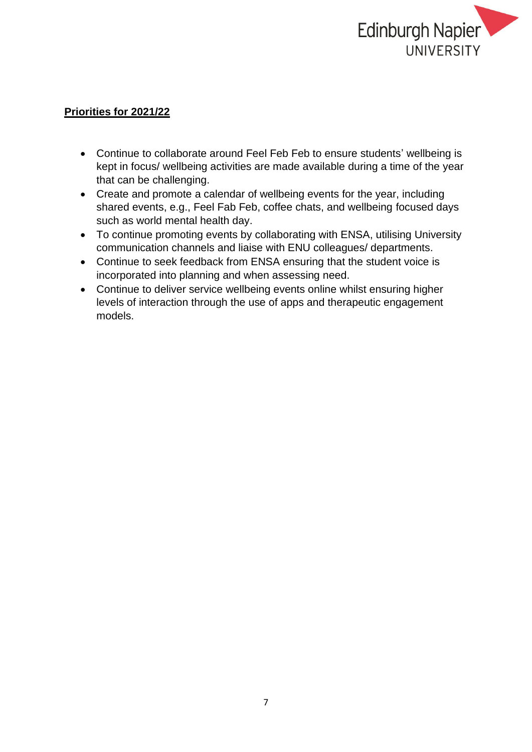**Priorities for 2021/22**

- Continue to collaborate around Feel Feb Feb to ensure students' wellbeing is kept in focus/ wellbeing activities are made available during a time of the year that can be challenging.
- Create and promote a calendar of wellbeing events for the year, including shared events, e.g., Feel Fab Feb, coffee chats, and wellbeing focused days such as world mental health day.
- To continue promoting events by collaborating with ENSA, utilising University communication channels and liaise with ENU colleagues/ departments.
- Continue to seek feedback from ENSA ensuring that the student voice is incorporated into planning and when assessing need.
- Continue to deliver service wellbeing events online whilst ensuring higher levels of interaction through the use of apps and therapeutic engagement models.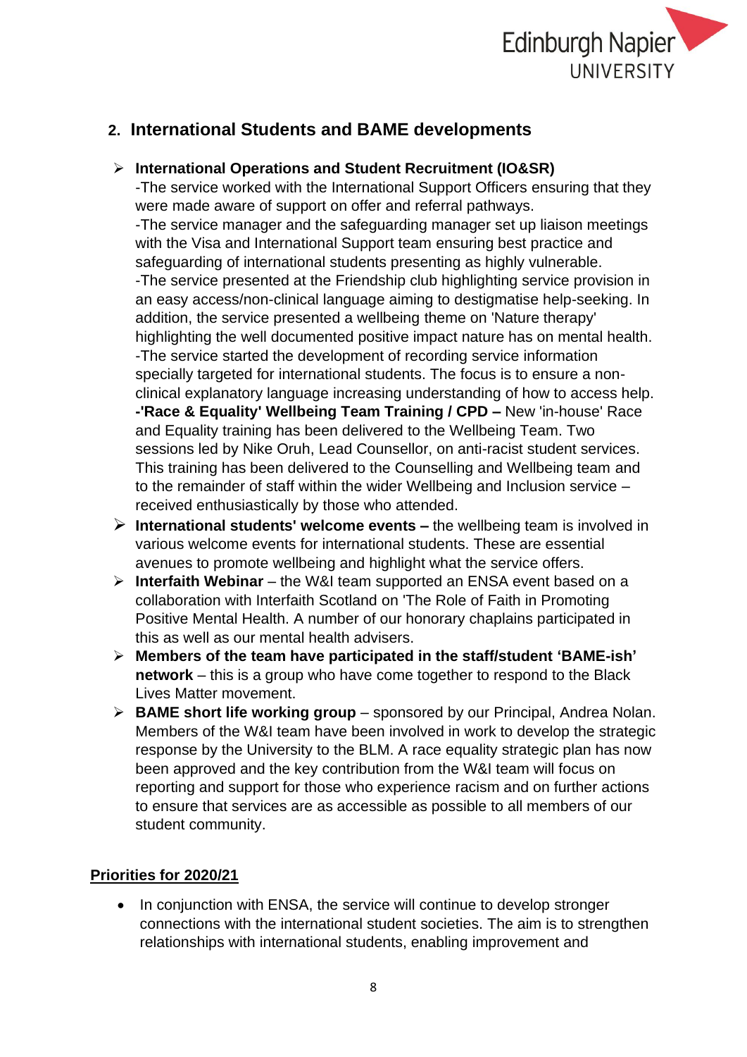## 2. International Students and BAME developments

- **International Operations and Student Recruitment (IO&SR)**
  -The service worked with the International Support Officers ensuring that they were made aware of support on offer and referral pathways.
  -The service manager and the safeguarding manager set up liaison meetings with the Visa and International Support team ensuring best practice and safeguarding of international students presenting as highly vulnerable.
  -The service presented at the Friendship club highlighting service provision in an easy access/non-clinical language aiming to destigmatise help-seeking. In addition, the service presented a wellbeing theme on 'Nature therapy' highlighting the well documented positive impact nature has on mental health.
  -The service started the development of recording service information specially targeted for international students. The focus is to ensure a non-clinical explanatory language increasing understanding of how to access help.
  **-'Race & Equality' Wellbeing Team Training / CPD –** New 'in-house' Race and Equality training has been delivered to the Wellbeing Team. Two sessions led by Nike Oruh, Lead Counsellor, on anti-racist student services. This training has been delivered to the Counselling and Wellbeing team and to the remainder of staff within the wider Wellbeing and Inclusion service – received enthusiastically by those who attended.
- **International students' welcome events –** the wellbeing team is involved in various welcome events for international students. These are essential avenues to promote wellbeing and highlight what the service offers.
- **Interfaith Webinar** – the W&I team supported an ENSA event based on a collaboration with Interfaith Scotland on 'The Role of Faith in Promoting Positive Mental Health. A number of our honorary chaplains participated in this as well as our mental health advisers.
- **Members of the team have participated in the staff/student 'BAME-ish' network** – this is a group who have come together to respond to the Black Lives Matter movement.
- **BAME short life working group** – sponsored by our Principal, Andrea Nolan. Members of the W&I team have been involved in work to develop the strategic response by the University to the BLM. A race equality strategic plan has now been approved and the key contribution from the W&I team will focus on reporting and support for those who experience racism and on further actions to ensure that services are as accessible as possible to all members of our student community.

**Priorities for 2020/21**

- In conjunction with ENSA, the service will continue to develop stronger connections with the international student societies. The aim is to strengthen relationships with international students, enabling improvement and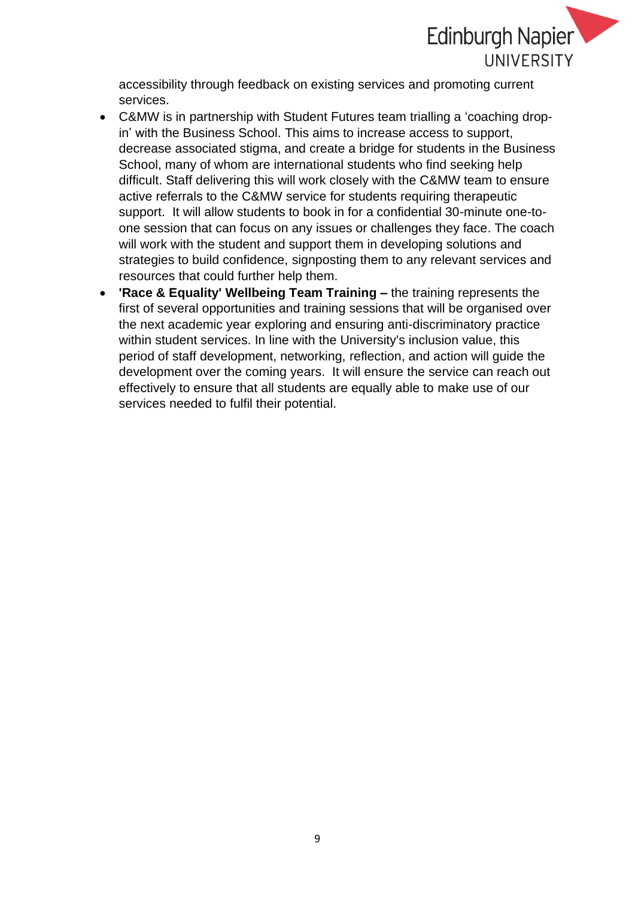accessibility through feedback on existing services and promoting current services.

- C&MW is in partnership with Student Futures team trialling a 'coaching drop-in' with the Business School. This aims to increase access to support, decrease associated stigma, and create a bridge for students in the Business School, many of whom are international students who find seeking help difficult. Staff delivering this will work closely with the C&MW team to ensure active referrals to the C&MW service for students requiring therapeutic support. It will allow students to book in for a confidential 30-minute one-to-one session that can focus on any issues or challenges they face. The coach will work with the student and support them in developing solutions and strategies to build confidence, signposting them to any relevant services and resources that could further help them.
- **'Race & Equality' Wellbeing Team Training –** the training represents the first of several opportunities and training sessions that will be organised over the next academic year exploring and ensuring anti-discriminatory practice within student services. In line with the University's inclusion value, this period of staff development, networking, reflection, and action will guide the development over the coming years. It will ensure the service can reach out effectively to ensure that all students are equally able to make use of our services needed to fulfil their potential.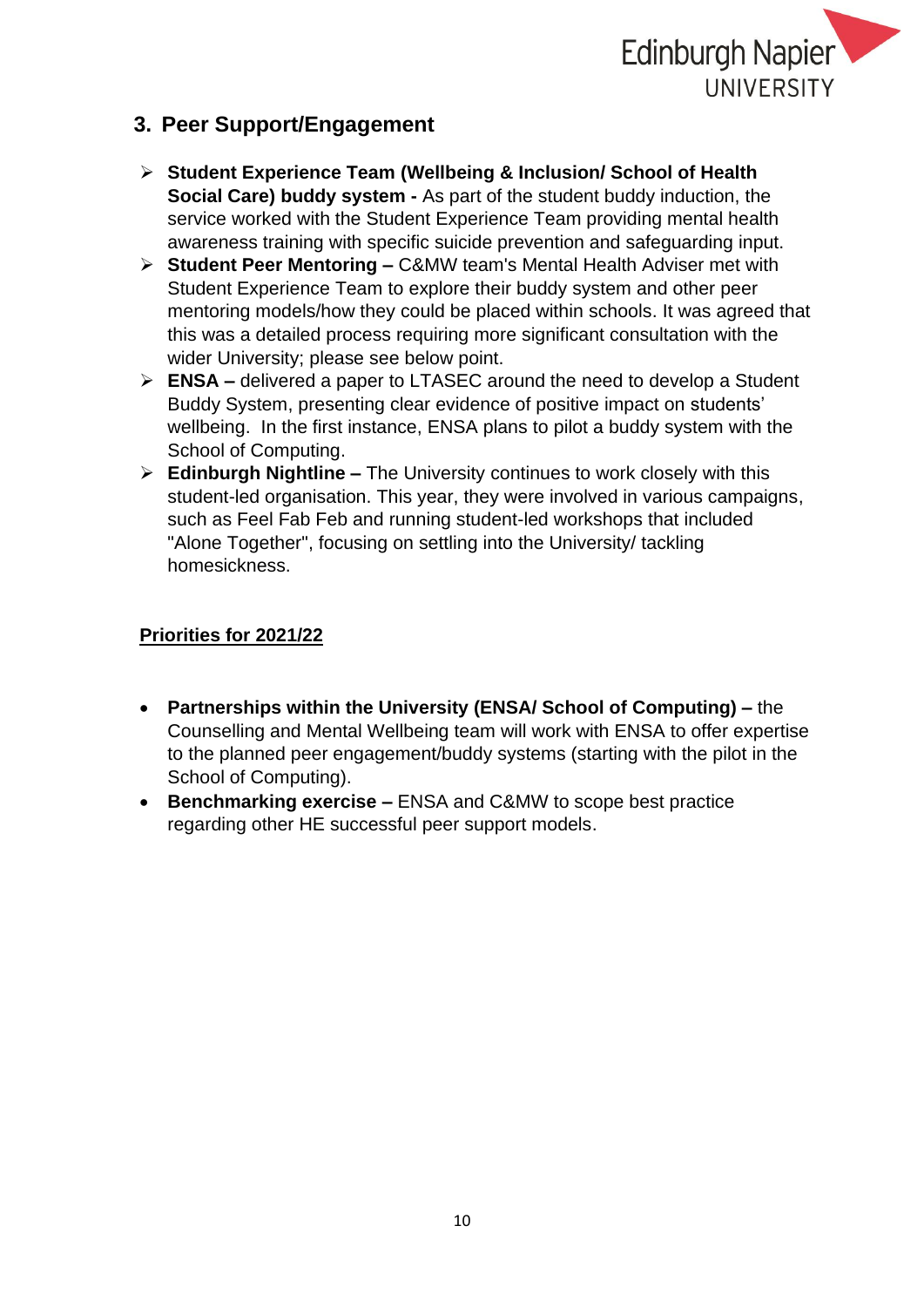## 3. Peer Support/Engagement

- **Student Experience Team (Wellbeing & Inclusion/ School of Health Social Care) buddy system -** As part of the student buddy induction, the service worked with the Student Experience Team providing mental health awareness training with specific suicide prevention and safeguarding input.
- **Student Peer Mentoring –** C&MW team's Mental Health Adviser met with Student Experience Team to explore their buddy system and other peer mentoring models/how they could be placed within schools. It was agreed that this was a detailed process requiring more significant consultation with the wider University; please see below point.
- **ENSA –** delivered a paper to LTASEC around the need to develop a Student Buddy System, presenting clear evidence of positive impact on students' wellbeing. In the first instance, ENSA plans to pilot a buddy system with the School of Computing.
- **Edinburgh Nightline –** The University continues to work closely with this student-led organisation. This year, they were involved in various campaigns, such as Feel Fab Feb and running student-led workshops that included "Alone Together", focusing on settling into the University/ tackling homesickness.

**Priorities for 2021/22**

- **Partnerships within the University (ENSA/ School of Computing) –** the Counselling and Mental Wellbeing team will work with ENSA to offer expertise to the planned peer engagement/buddy systems (starting with the pilot in the School of Computing).
- **Benchmarking exercise –** ENSA and C&MW to scope best practice regarding other HE successful peer support models.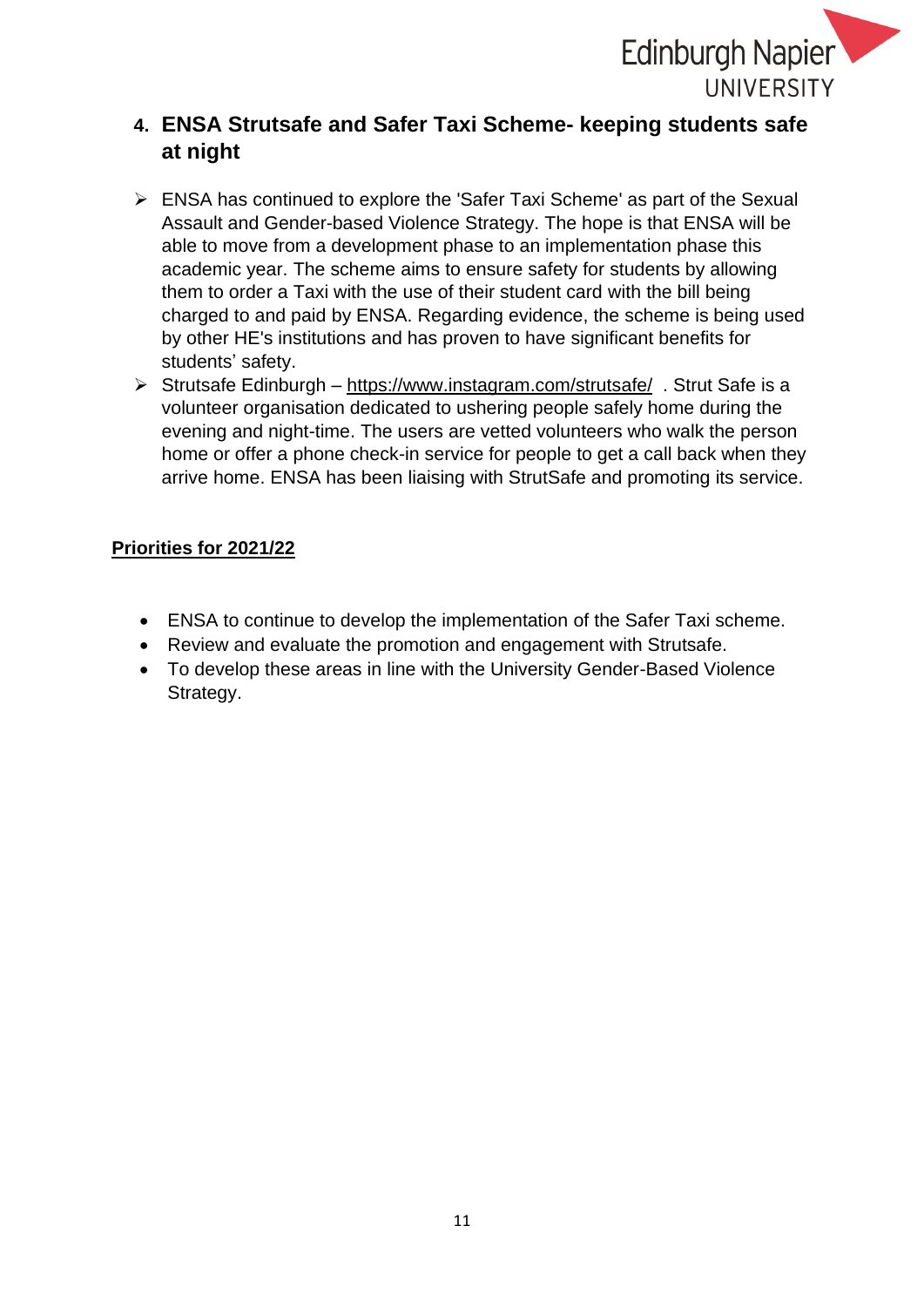## 4. ENSA Strutsafe and Safer Taxi Scheme- keeping students safe at night

- ENSA has continued to explore the 'Safer Taxi Scheme' as part of the Sexual Assault and Gender-based Violence Strategy. The hope is that ENSA will be able to move from a development phase to an implementation phase this academic year. The scheme aims to ensure safety for students by allowing them to order a Taxi with the use of their student card with the bill being charged to and paid by ENSA. Regarding evidence, the scheme is being used by other HE's institutions and has proven to have significant benefits for students' safety.
- Strutsafe Edinburgh – https://www.instagram.com/strutsafe/ . Strut Safe is a volunteer organisation dedicated to ushering people safely home during the evening and night-time. The users are vetted volunteers who walk the person home or offer a phone check-in service for people to get a call back when they arrive home. ENSA has been liaising with StrutSafe and promoting its service.

**Priorities for 2021/22**

- ENSA to continue to develop the implementation of the Safer Taxi scheme.
- Review and evaluate the promotion and engagement with Strutsafe.
- To develop these areas in line with the University Gender-Based Violence Strategy.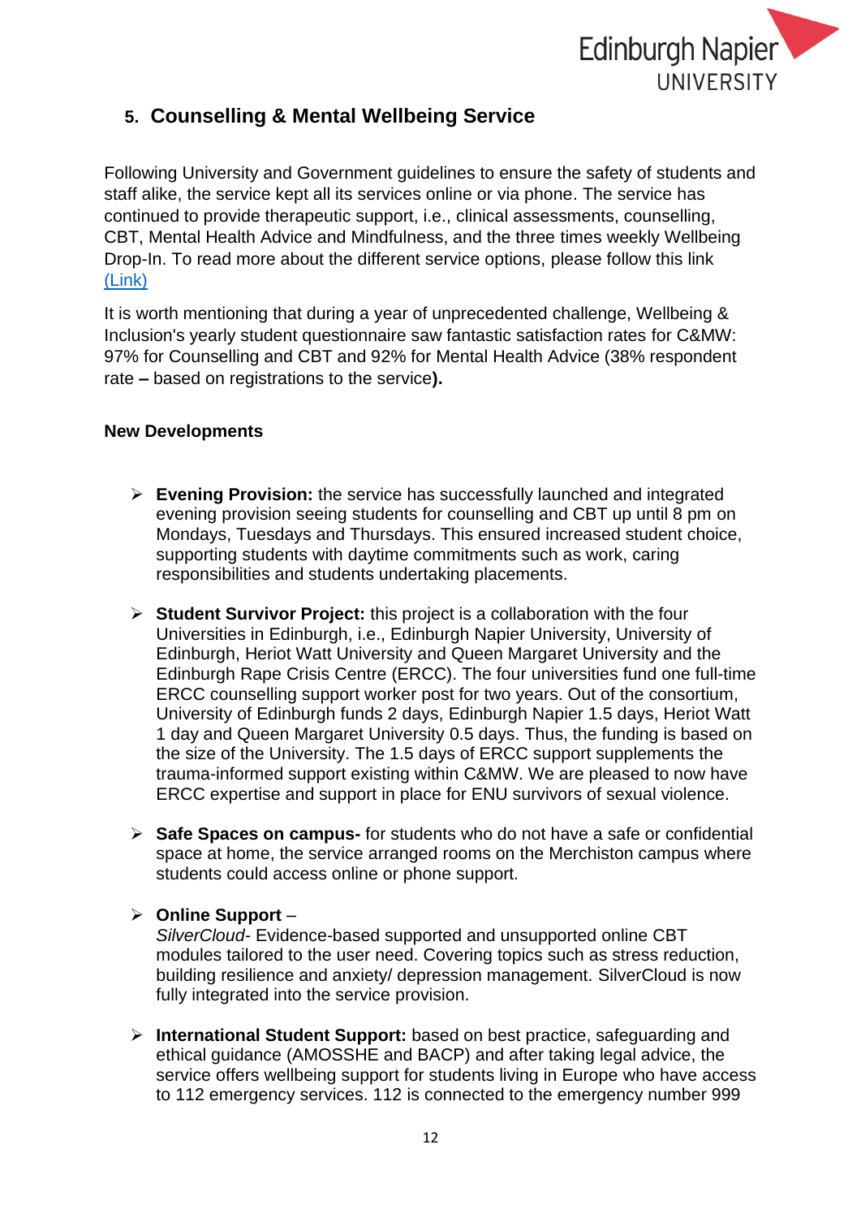## 5. Counselling & Mental Wellbeing Service

Following University and Government guidelines to ensure the safety of students and staff alike, the service kept all its services online or via phone. The service has continued to provide therapeutic support, i.e., clinical assessments, counselling, CBT, Mental Health Advice and Mindfulness, and the three times weekly Wellbeing Drop-In. To read more about the different service options, please follow this link [(Link)]()

It is worth mentioning that during a year of unprecedented challenge, Wellbeing & Inclusion's yearly student questionnaire saw fantastic satisfaction rates for C&MW: 97% for Counselling and CBT and 92% for Mental Health Advice (38% respondent rate **–** based on registrations to the service**).**

**New Developments**

- **Evening Provision:** the service has successfully launched and integrated evening provision seeing students for counselling and CBT up until 8 pm on Mondays, Tuesdays and Thursdays. This ensured increased student choice, supporting students with daytime commitments such as work, caring responsibilities and students undertaking placements.

- **Student Survivor Project:** this project is a collaboration with the four Universities in Edinburgh, i.e., Edinburgh Napier University, University of Edinburgh, Heriot Watt University and Queen Margaret University and the Edinburgh Rape Crisis Centre (ERCC). The four universities fund one full-time ERCC counselling support worker post for two years. Out of the consortium, University of Edinburgh funds 2 days, Edinburgh Napier 1.5 days, Heriot Watt 1 day and Queen Margaret University 0.5 days. Thus, the funding is based on the size of the University. The 1.5 days of ERCC support supplements the trauma-informed support existing within C&MW. We are pleased to now have ERCC expertise and support in place for ENU survivors of sexual violence.

- **Safe Spaces on campus-** for students who do not have a safe or confidential space at home, the service arranged rooms on the Merchiston campus where students could access online or phone support.

- **Online Support** –
  *SilverCloud*- Evidence-based supported and unsupported online CBT modules tailored to the user need. Covering topics such as stress reduction, building resilience and anxiety/ depression management. SilverCloud is now fully integrated into the service provision.

- **International Student Support:** based on best practice, safeguarding and ethical guidance (AMOSSHE and BACP) and after taking legal advice, the service offers wellbeing support for students living in Europe who have access to 112 emergency services. 112 is connected to the emergency number 999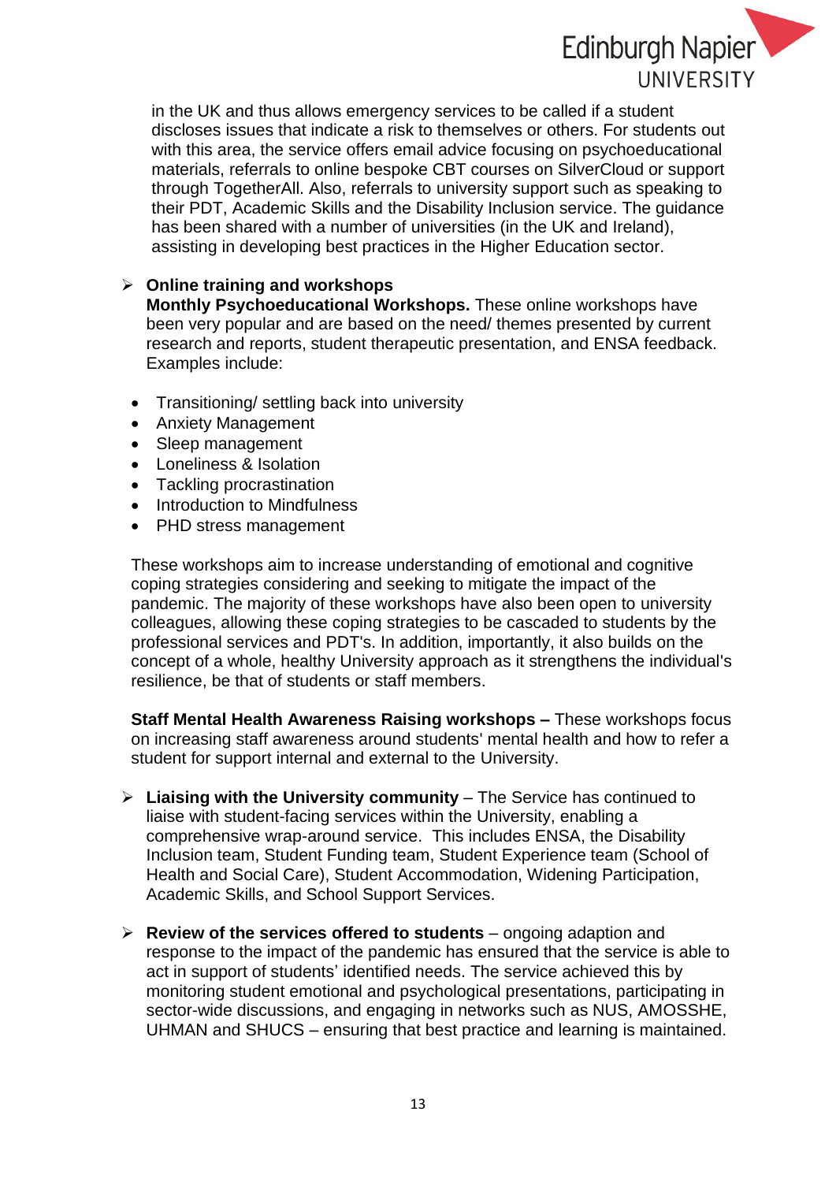in the UK and thus allows emergency services to be called if a student discloses issues that indicate a risk to themselves or others. For students out with this area, the service offers email advice focusing on psychoeducational materials, referrals to online bespoke CBT courses on SilverCloud or support through TogetherAll. Also, referrals to university support such as speaking to their PDT, Academic Skills and the Disability Inclusion service. The guidance has been shared with a number of universities (in the UK and Ireland), assisting in developing best practices in the Higher Education sector.

- **Online training and workshops**
  **Monthly Psychoeducational Workshops.** These online workshops have been very popular and are based on the need/ themes presented by current research and reports, student therapeutic presentation, and ENSA feedback. Examples include:

  - Transitioning/ settling back into university
  - Anxiety Management
  - Sleep management
  - Loneliness & Isolation
  - Tackling procrastination
  - Introduction to Mindfulness
  - PHD stress management

  These workshops aim to increase understanding of emotional and cognitive coping strategies considering and seeking to mitigate the impact of the pandemic. The majority of these workshops have also been open to university colleagues, allowing these coping strategies to be cascaded to students by the professional services and PDT's. In addition, importantly, it also builds on the concept of a whole, healthy University approach as it strengthens the individual's resilience, be that of students or staff members.

  **Staff Mental Health Awareness Raising workshops –** These workshops focus on increasing staff awareness around students' mental health and how to refer a student for support internal and external to the University.

- **Liaising with the University community** – The Service has continued to liaise with student-facing services within the University, enabling a comprehensive wrap-around service. This includes ENSA, the Disability Inclusion team, Student Funding team, Student Experience team (School of Health and Social Care), Student Accommodation, Widening Participation, Academic Skills, and School Support Services.

- **Review of the services offered to students** – ongoing adaption and response to the impact of the pandemic has ensured that the service is able to act in support of students' identified needs. The service achieved this by monitoring student emotional and psychological presentations, participating in sector-wide discussions, and engaging in networks such as NUS, AMOSSHE, UHMAN and SHUCS – ensuring that best practice and learning is maintained.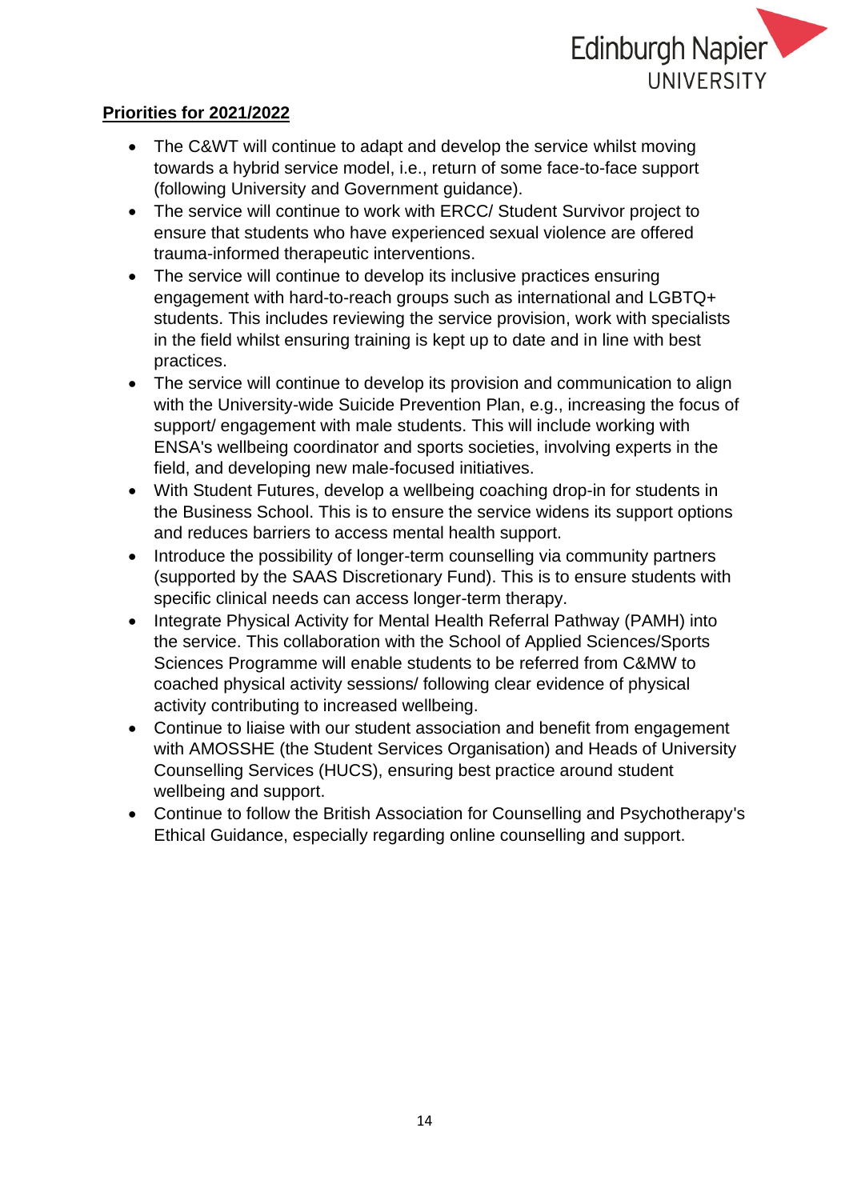**Priorities for 2021/2022**

- The C&WT will continue to adapt and develop the service whilst moving towards a hybrid service model, i.e., return of some face-to-face support (following University and Government guidance).
- The service will continue to work with ERCC/ Student Survivor project to ensure that students who have experienced sexual violence are offered trauma-informed therapeutic interventions.
- The service will continue to develop its inclusive practices ensuring engagement with hard-to-reach groups such as international and LGBTQ+ students. This includes reviewing the service provision, work with specialists in the field whilst ensuring training is kept up to date and in line with best practices.
- The service will continue to develop its provision and communication to align with the University-wide Suicide Prevention Plan, e.g., increasing the focus of support/ engagement with male students. This will include working with ENSA's wellbeing coordinator and sports societies, involving experts in the field, and developing new male-focused initiatives.
- With Student Futures, develop a wellbeing coaching drop-in for students in the Business School. This is to ensure the service widens its support options and reduces barriers to access mental health support.
- Introduce the possibility of longer-term counselling via community partners (supported by the SAAS Discretionary Fund). This is to ensure students with specific clinical needs can access longer-term therapy.
- Integrate Physical Activity for Mental Health Referral Pathway (PAMH) into the service. This collaboration with the School of Applied Sciences/Sports Sciences Programme will enable students to be referred from C&MW to coached physical activity sessions/ following clear evidence of physical activity contributing to increased wellbeing.
- Continue to liaise with our student association and benefit from engagement with AMOSSHE (the Student Services Organisation) and Heads of University Counselling Services (HUCS), ensuring best practice around student wellbeing and support.
- Continue to follow the British Association for Counselling and Psychotherapy's Ethical Guidance, especially regarding online counselling and support.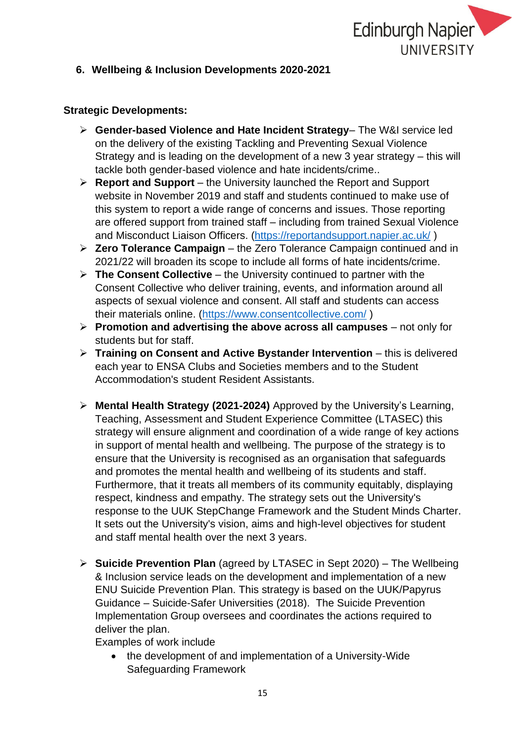## 6. Wellbeing & Inclusion Developments 2020-2021

### Strategic Developments:

- **Gender-based Violence and Hate Incident Strategy**– The W&I service led on the delivery of the existing Tackling and Preventing Sexual Violence Strategy and is leading on the development of a new 3 year strategy – this will tackle both gender-based violence and hate incidents/crime..
- **Report and Support** – the University launched the Report and Support website in November 2019 and staff and students continued to make use of this system to report a wide range of concerns and issues. Those reporting are offered support from trained staff – including from trained Sexual Violence and Misconduct Liaison Officers. (https://reportandsupport.napier.ac.uk/ )
- **Zero Tolerance Campaign** – the Zero Tolerance Campaign continued and in 2021/22 will broaden its scope to include all forms of hate incidents/crime.
- **The Consent Collective** – the University continued to partner with the Consent Collective who deliver training, events, and information around all aspects of sexual violence and consent. All staff and students can access their materials online. (https://www.consentcollective.com/ )
- **Promotion and advertising the above across all campuses** – not only for students but for staff.
- **Training on Consent and Active Bystander Intervention** – this is delivered each year to ENSA Clubs and Societies members and to the Student Accommodation's student Resident Assistants.

- **Mental Health Strategy (2021-2024)** Approved by the University's Learning, Teaching, Assessment and Student Experience Committee (LTASEC) this strategy will ensure alignment and coordination of a wide range of key actions in support of mental health and wellbeing. The purpose of the strategy is to ensure that the University is recognised as an organisation that safeguards and promotes the mental health and wellbeing of its students and staff. Furthermore, that it treats all members of its community equitably, displaying respect, kindness and empathy. The strategy sets out the University's response to the UUK StepChange Framework and the Student Minds Charter. It sets out the University's vision, aims and high-level objectives for student and staff mental health over the next 3 years.

- **Suicide Prevention Plan** (agreed by LTASEC in Sept 2020) – The Wellbeing & Inclusion service leads on the development and implementation of a new ENU Suicide Prevention Plan. This strategy is based on the UUK/Papyrus Guidance – Suicide-Safer Universities (2018). The Suicide Prevention Implementation Group oversees and coordinates the actions required to deliver the plan.
  Examples of work include
  - the development of and implementation of a University-Wide Safeguarding Framework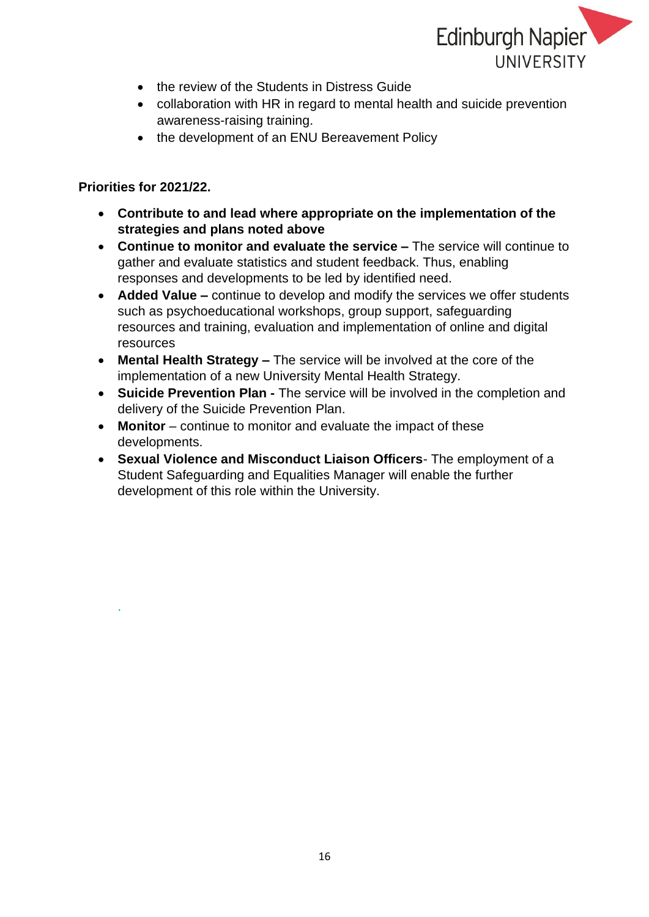- the review of the Students in Distress Guide
- collaboration with HR in regard to mental health and suicide prevention awareness-raising training.
- the development of an ENU Bereavement Policy

**Priorities for 2021/22.**

- **Contribute to and lead where appropriate on the implementation of the strategies and plans noted above**
- **Continue to monitor and evaluate the service –** The service will continue to gather and evaluate statistics and student feedback. Thus, enabling responses and developments to be led by identified need.
- **Added Value –** continue to develop and modify the services we offer students such as psychoeducational workshops, group support, safeguarding resources and training, evaluation and implementation of online and digital resources
- **Mental Health Strategy –** The service will be involved at the core of the implementation of a new University Mental Health Strategy.
- **Suicide Prevention Plan -** The service will be involved in the completion and delivery of the Suicide Prevention Plan.
- **Monitor** – continue to monitor and evaluate the impact of these developments.
- **Sexual Violence and Misconduct Liaison Officers**- The employment of a Student Safeguarding and Equalities Manager will enable the further development of this role within the University.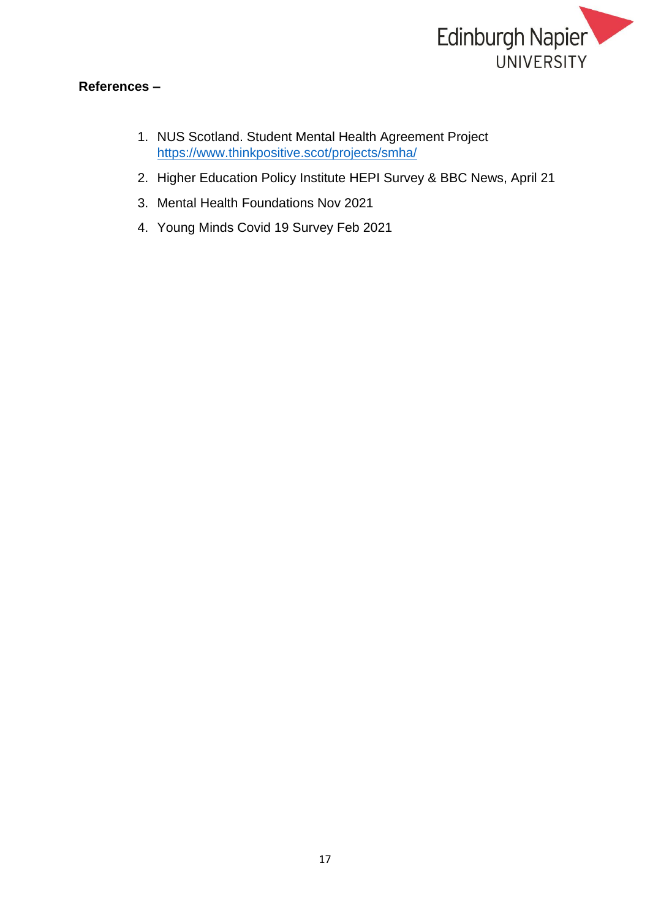**References –**

1. NUS Scotland. Student Mental Health Agreement Project
   https://www.thinkpositive.scot/projects/smha/
2. Higher Education Policy Institute HEPI Survey & BBC News, April 21
3. Mental Health Foundations Nov 2021
4. Young Minds Covid 19 Survey Feb 2021